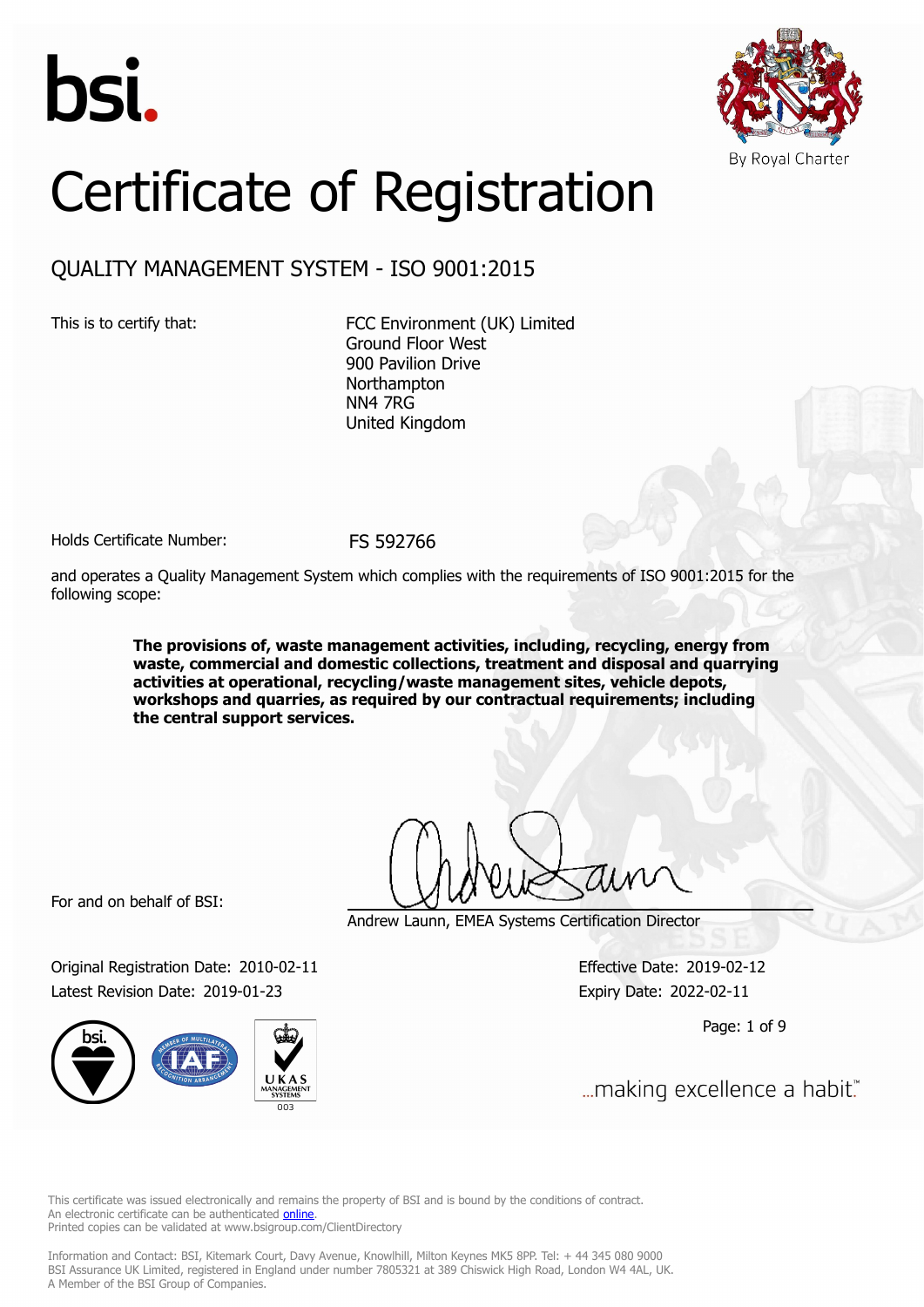bsi.

By Royal Charter

# Certificate of Registration

## QUALITY MANAGEMENT SYSTEM - ISO 9001:2015

This is to certify that:

FCC Environment (UK) Limited
Ground Floor West
900 Pavilion Drive
Northampton
NN4 7RG
United Kingdom

Holds Certificate Number: FS 592766

and operates a Quality Management System which complies with the requirements of ISO 9001:2015 for the following scope:

**The provisions of, waste management activities, including, recycling, energy from waste, commercial and domestic collections, treatment and disposal and quarrying activities at operational, recycling/waste management sites, vehicle depots, workshops and quarries, as required by our contractual requirements; including the central support services.**

For and on behalf of BSI:

Andrew Launn, EMEA Systems Certification Director

Original Registration Date: 2010-02-11

Latest Revision Date: 2019-01-23

Effective Date: 2019-02-12

Expiry Date: 2022-02-11

...making excellence a habit.™

This certificate was issued electronically and remains the property of BSI and is bound by the conditions of contract.
An electronic certificate can be authenticated online.
Printed copies can be validated at www.bsigroup.com/ClientDirectory

Information and Contact: BSI, Kitemark Court, Davy Avenue, Knowlhill, Milton Keynes MK5 8PP. Tel: + 44 345 080 9000
BSI Assurance UK Limited, registered in England under number 7805321 at 389 Chiswick High Road, London W4 4AL, UK.
A Member of the BSI Group of Companies.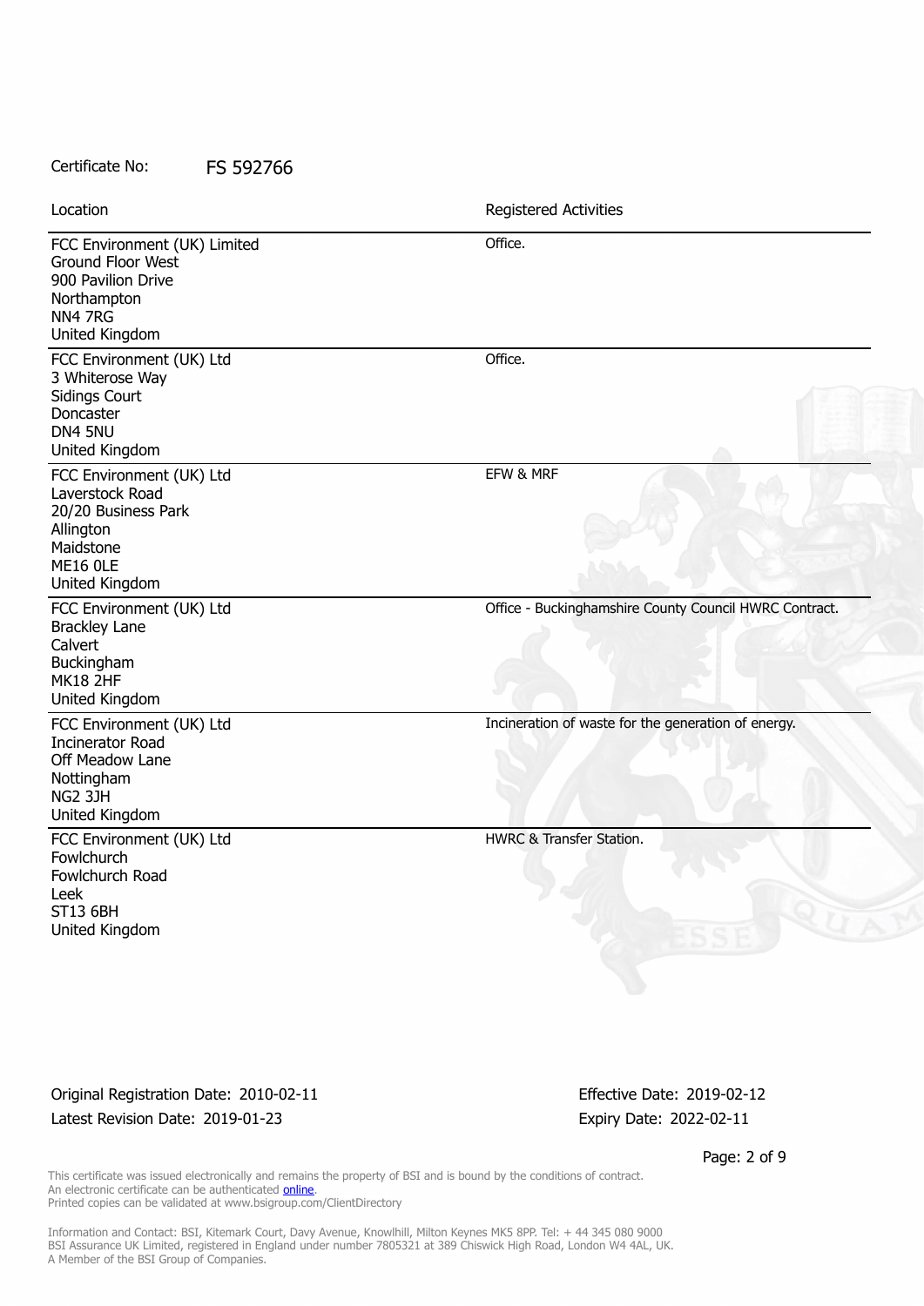Certificate No: FS 592766

| Location | Registered Activities |
| --- | --- |
| FCC Environment (UK) Limited<br>Ground Floor West<br>900 Pavilion Drive<br>Northampton<br>NN4 7RG<br>United Kingdom | Office. |
| FCC Environment (UK) Ltd<br>3 Whiterose Way<br>Sidings Court<br>Doncaster<br>DN4 5NU<br>United Kingdom | Office. |
| FCC Environment (UK) Ltd<br>Laverstock Road<br>20/20 Business Park<br>Allington<br>Maidstone<br>ME16 0LE<br>United Kingdom | EFW & MRF |
| FCC Environment (UK) Ltd<br>Brackley Lane<br>Calvert<br>Buckingham<br>MK18 2HF<br>United Kingdom | Office - Buckinghamshire County Council HWRC Contract. |
| FCC Environment (UK) Ltd<br>Incinerator Road<br>Off Meadow Lane<br>Nottingham<br>NG2 3JH<br>United Kingdom | Incineration of waste for the generation of energy. |
| FCC Environment (UK) Ltd<br>Fowlchurch<br>Fowlchurch Road<br>Leek<br>ST13 6BH<br>United Kingdom | HWRC & Transfer Station. |

Original Registration Date: 2010-02-11
Latest Revision Date: 2019-01-23

Effective Date: 2019-02-12
Expiry Date: 2022-02-11

This certificate was issued electronically and remains the property of BSI and is bound by the conditions of contract.
An electronic certificate can be authenticated online.
Printed copies can be validated at www.bsigroup.com/ClientDirectory

Information and Contact: BSI, Kitemark Court, Davy Avenue, Knowlhill, Milton Keynes MK5 8PP. Tel: + 44 345 080 9000
BSI Assurance UK Limited, registered in England under number 7805321 at 389 Chiswick High Road, London W4 4AL, UK.
A Member of the BSI Group of Companies.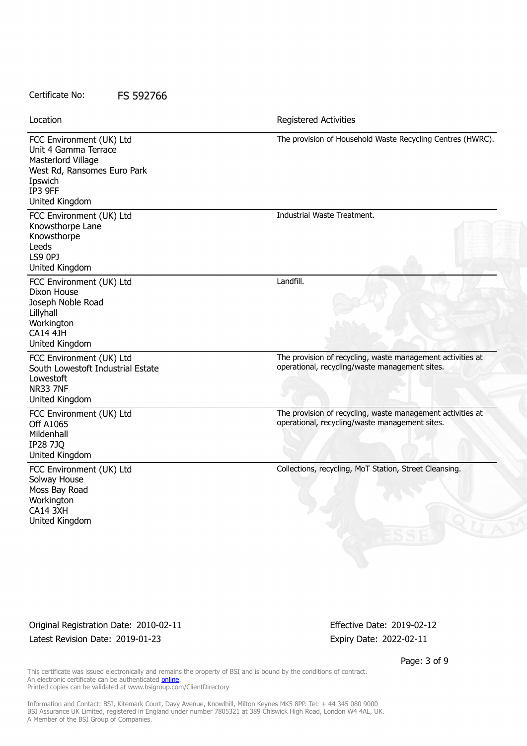Certificate No: FS 592766

| Location | Registered Activities |
| --- | --- |
| FCC Environment (UK) Ltd<br>Unit 4 Gamma Terrace<br>Masterlord Village<br>West Rd, Ransomes Euro Park<br>Ipswich<br>IP3 9FF<br>United Kingdom | The provision of Household Waste Recycling Centres (HWRC). |
| FCC Environment (UK) Ltd<br>Knowsthorpe Lane<br>Knowsthorpe<br>Leeds<br>LS9 0PJ<br>United Kingdom | Industrial Waste Treatment. |
| FCC Environment (UK) Ltd<br>Dixon House<br>Joseph Noble Road<br>Lillyhall<br>Workington<br>CA14 4JH<br>United Kingdom | Landfill. |
| FCC Environment (UK) Ltd<br>South Lowestoft Industrial Estate<br>Lowestoft<br>NR33 7NF<br>United Kingdom | The provision of recycling, waste management activities at operational, recycling/waste management sites. |
| FCC Environment (UK) Ltd<br>Off A1065<br>Mildenhall<br>IP28 7JQ<br>United Kingdom | The provision of recycling, waste management activities at operational, recycling/waste management sites. |
| FCC Environment (UK) Ltd<br>Solway House<br>Moss Bay Road<br>Workington<br>CA14 3XH<br>United Kingdom | Collections, recycling, MoT Station, Street Cleansing. |

Original Registration Date: 2010-02-11
Latest Revision Date: 2019-01-23

Effective Date: 2019-02-12
Expiry Date: 2022-02-11

This certificate was issued electronically and remains the property of BSI and is bound by the conditions of contract.
An electronic certificate can be authenticated online.
Printed copies can be validated at www.bsigroup.com/ClientDirectory

Information and Contact: BSI, Kitemark Court, Davy Avenue, Knowlhill, Milton Keynes MK5 8PP. Tel: + 44 345 080 9000
BSI Assurance UK Limited, registered in England under number 7805321 at 389 Chiswick High Road, London W4 4AL, UK.
A Member of the BSI Group of Companies.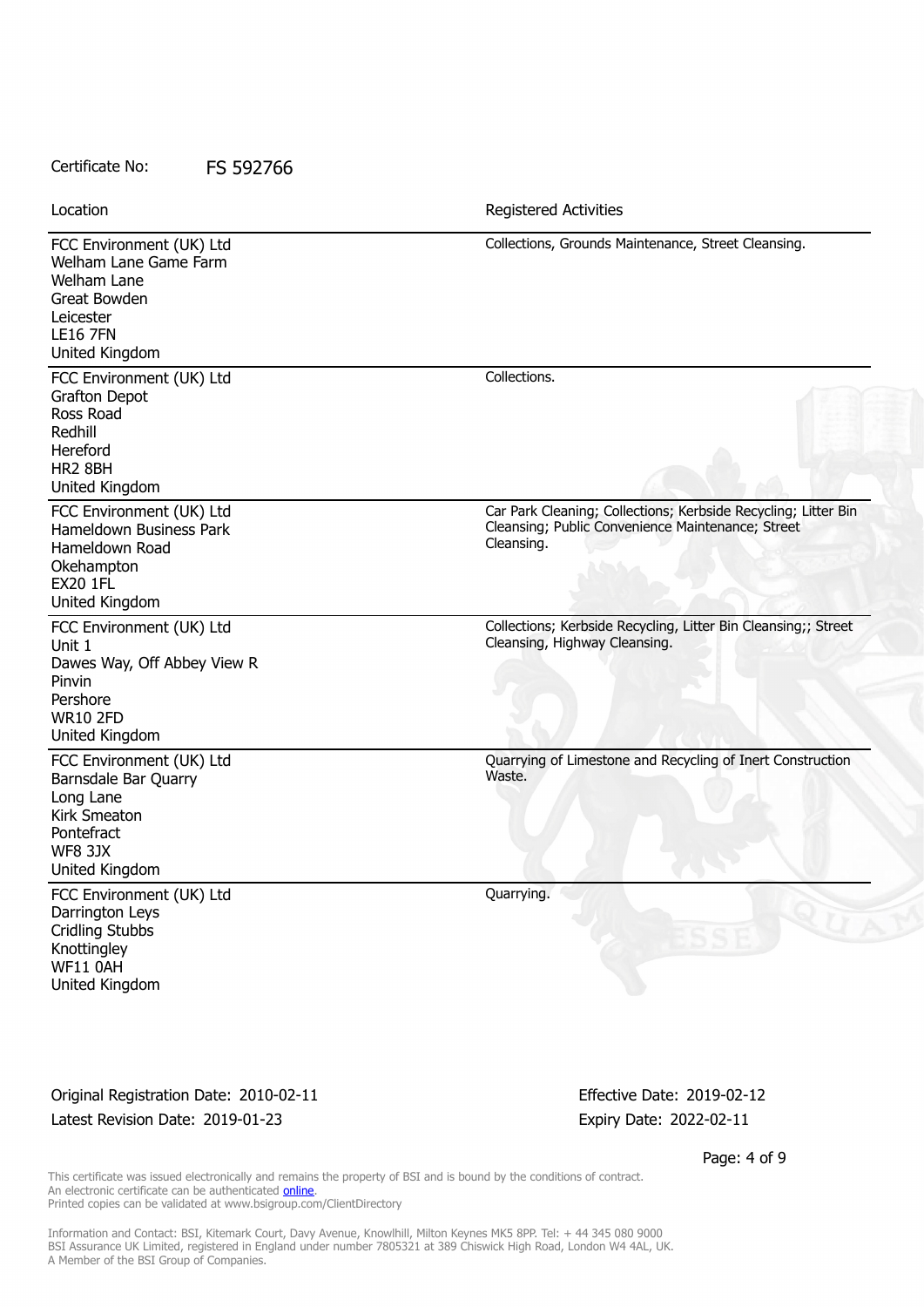Certificate No: FS 592766

| Location | Registered Activities |
| --- | --- |
| FCC Environment (UK) Ltd<br>Welham Lane Game Farm<br>Welham Lane<br>Great Bowden<br>Leicester<br>LE16 7FN<br>United Kingdom | Collections, Grounds Maintenance, Street Cleansing. |
| FCC Environment (UK) Ltd<br>Grafton Depot<br>Ross Road<br>Redhill<br>Hereford<br>HR2 8BH<br>United Kingdom | Collections. |
| FCC Environment (UK) Ltd<br>Hameldown Business Park<br>Hameldown Road<br>Okehampton<br>EX20 1FL<br>United Kingdom | Car Park Cleaning; Collections; Kerbside Recycling; Litter Bin Cleansing; Public Convenience Maintenance; Street Cleansing. |
| FCC Environment (UK) Ltd<br>Unit 1<br>Dawes Way, Off Abbey View R<br>Pinvin<br>Pershore<br>WR10 2FD<br>United Kingdom | Collections; Kerbside Recycling, Litter Bin Cleansing;; Street Cleansing, Highway Cleansing. |
| FCC Environment (UK) Ltd<br>Barnsdale Bar Quarry<br>Long Lane<br>Kirk Smeaton<br>Pontefract<br>WF8 3JX<br>United Kingdom | Quarrying of Limestone and Recycling of Inert Construction Waste. |
| FCC Environment (UK) Ltd<br>Darrington Leys<br>Cridling Stubbs<br>Knottingley<br>WF11 0AH<br>United Kingdom | Quarrying. |

Original Registration Date: 2010-02-11
Latest Revision Date: 2019-01-23

Effective Date: 2019-02-12
Expiry Date: 2022-02-11

This certificate was issued electronically and remains the property of BSI and is bound by the conditions of contract.
An electronic certificate can be authenticated online.
Printed copies can be validated at www.bsigroup.com/ClientDirectory

Information and Contact: BSI, Kitemark Court, Davy Avenue, Knowlhill, Milton Keynes MK5 8PP. Tel: + 44 345 080 9000
BSI Assurance UK Limited, registered in England under number 7805321 at 389 Chiswick High Road, London W4 4AL, UK.
A Member of the BSI Group of Companies.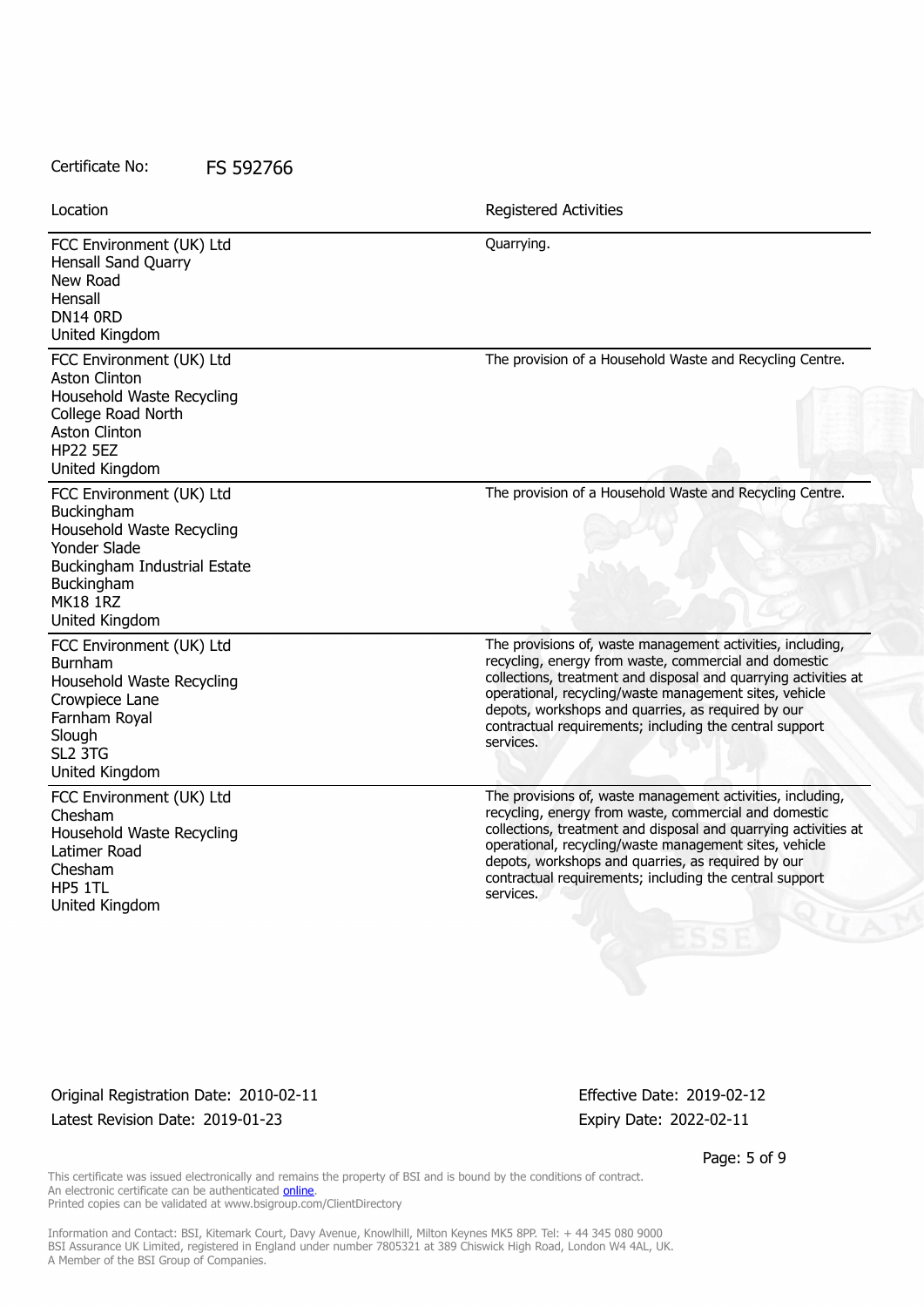Certificate No: FS 592766

| Location | Registered Activities |
| --- | --- |
| FCC Environment (UK) Ltd<br>Hensall Sand Quarry<br>New Road<br>Hensall<br>DN14 0RD<br>United Kingdom | Quarrying. |
| FCC Environment (UK) Ltd<br>Aston Clinton<br>Household Waste Recycling<br>College Road North<br>Aston Clinton<br>HP22 5EZ<br>United Kingdom | The provision of a Household Waste and Recycling Centre. |
| FCC Environment (UK) Ltd<br>Buckingham<br>Household Waste Recycling<br>Yonder Slade<br>Buckingham Industrial Estate<br>Buckingham<br>MK18 1RZ<br>United Kingdom | The provision of a Household Waste and Recycling Centre. |
| FCC Environment (UK) Ltd<br>Burnham<br>Household Waste Recycling<br>Crowpiece Lane<br>Farnham Royal<br>Slough<br>SL2 3TG<br>United Kingdom | The provisions of, waste management activities, including, recycling, energy from waste, commercial and domestic collections, treatment and disposal and quarrying activities at operational, recycling/waste management sites, vehicle depots, workshops and quarries, as required by our contractual requirements; including the central support services. |
| FCC Environment (UK) Ltd<br>Chesham<br>Household Waste Recycling<br>Latimer Road<br>Chesham<br>HP5 1TL<br>United Kingdom | The provisions of, waste management activities, including, recycling, energy from waste, commercial and domestic collections, treatment and disposal and quarrying activities at operational, recycling/waste management sites, vehicle depots, workshops and quarries, as required by our contractual requirements; including the central support services. |

Original Registration Date: 2010-02-11 Effective Date: 2019-02-12

Latest Revision Date: 2019-01-23 Expiry Date: 2022-02-11

This certificate was issued electronically and remains the property of BSI and is bound by the conditions of contract.
An electronic certificate can be authenticated online.
Printed copies can be validated at www.bsigroup.com/ClientDirectory

Information and Contact: BSI, Kitemark Court, Davy Avenue, Knowlhill, Milton Keynes MK5 8PP. Tel: + 44 345 080 9000
BSI Assurance UK Limited, registered in England under number 7805321 at 389 Chiswick High Road, London W4 4AL, UK.
A Member of the BSI Group of Companies.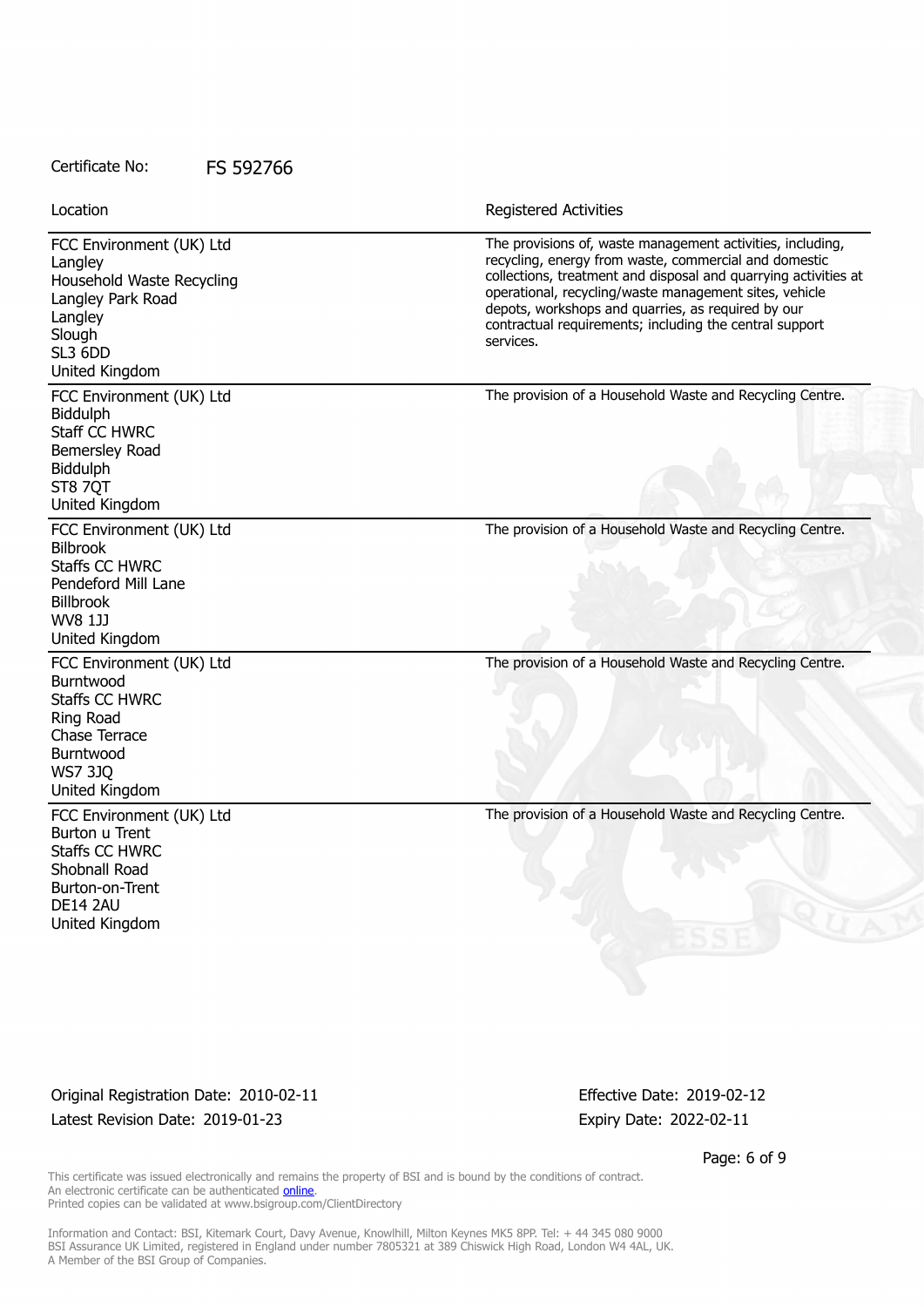Certificate No: FS 592766

| Location | Registered Activities |
| --- | --- |
| FCC Environment (UK) Ltd<br>Langley<br>Household Waste Recycling<br>Langley Park Road<br>Langley<br>Slough<br>SL3 6DD<br>United Kingdom | The provisions of, waste management activities, including, recycling, energy from waste, commercial and domestic collections, treatment and disposal and quarrying activities at operational, recycling/waste management sites, vehicle depots, workshops and quarries, as required by our contractual requirements; including the central support services. |
| FCC Environment (UK) Ltd<br>Biddulph<br>Staff CC HWRC<br>Bemersley Road<br>Biddulph<br>ST8 7QT<br>United Kingdom | The provision of a Household Waste and Recycling Centre. |
| FCC Environment (UK) Ltd<br>Bilbrook<br>Staffs CC HWRC<br>Pendeford Mill Lane<br>Billbrook<br>WV8 1JJ<br>United Kingdom | The provision of a Household Waste and Recycling Centre. |
| FCC Environment (UK) Ltd<br>Burntwood<br>Staffs CC HWRC<br>Ring Road<br>Chase Terrace<br>Burntwood<br>WS7 3JQ<br>United Kingdom | The provision of a Household Waste and Recycling Centre. |
| FCC Environment (UK) Ltd<br>Burton u Trent<br>Staffs CC HWRC<br>Shobnall Road<br>Burton-on-Trent<br>DE14 2AU<br>United Kingdom | The provision of a Household Waste and Recycling Centre. |

Original Registration Date: 2010-02-11
Latest Revision Date: 2019-01-23

Effective Date: 2019-02-12
Expiry Date: 2022-02-11

This certificate was issued electronically and remains the property of BSI and is bound by the conditions of contract.
An electronic certificate can be authenticated online.
Printed copies can be validated at www.bsigroup.com/ClientDirectory

Information and Contact: BSI, Kitemark Court, Davy Avenue, Knowlhill, Milton Keynes MK5 8PP. Tel: + 44 345 080 9000
BSI Assurance UK Limited, registered in England under number 7805321 at 389 Chiswick High Road, London W4 4AL, UK.
A Member of the BSI Group of Companies.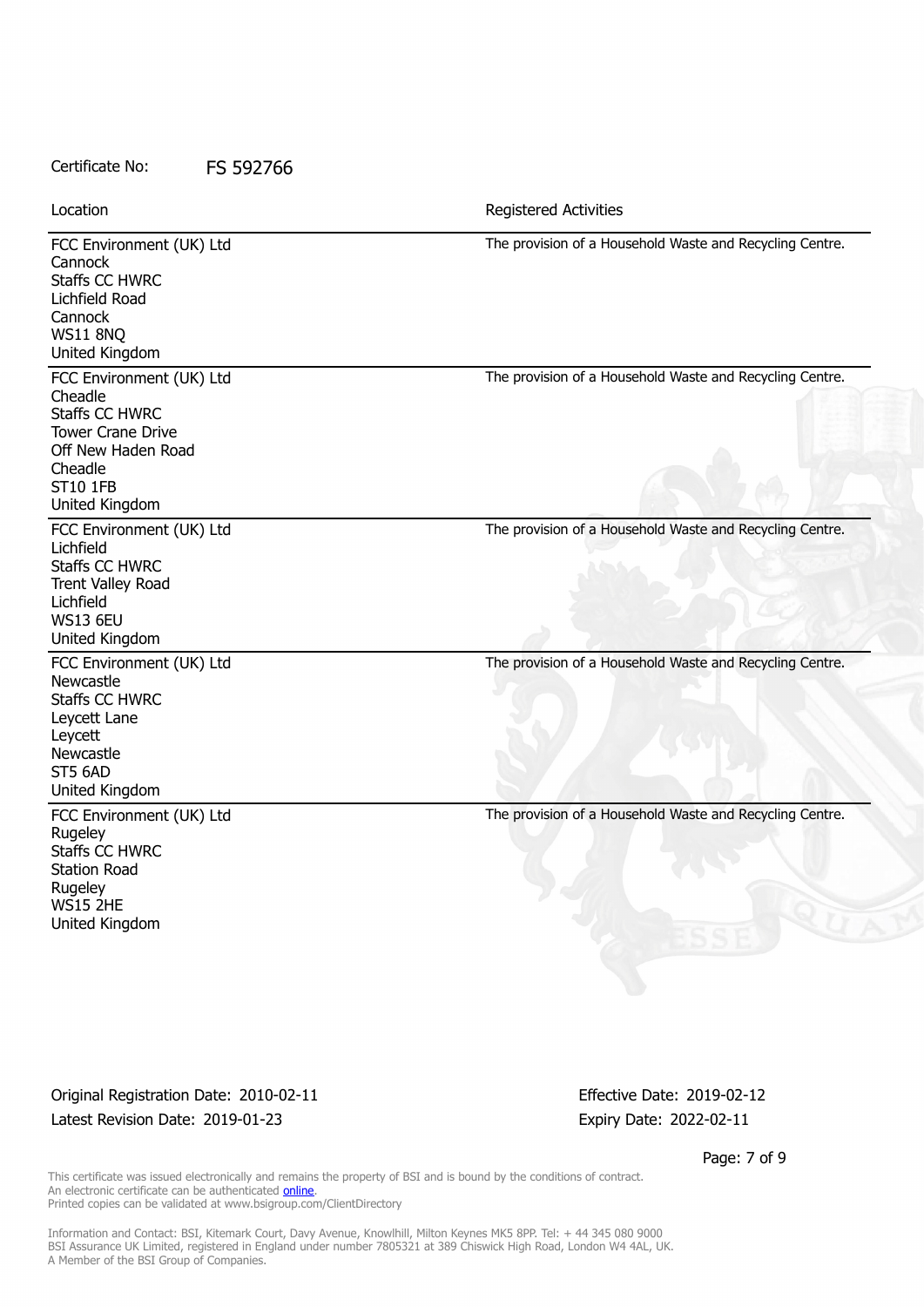Certificate No: FS 592766

| Location | Registered Activities |
| --- | --- |
| FCC Environment (UK) Ltd<br>Cannock<br>Staffs CC HWRC<br>Lichfield Road<br>Cannock<br>WS11 8NQ<br>United Kingdom | The provision of a Household Waste and Recycling Centre. |
| FCC Environment (UK) Ltd<br>Cheadle<br>Staffs CC HWRC<br>Tower Crane Drive<br>Off New Haden Road<br>Cheadle<br>ST10 1FB<br>United Kingdom | The provision of a Household Waste and Recycling Centre. |
| FCC Environment (UK) Ltd<br>Lichfield<br>Staffs CC HWRC<br>Trent Valley Road<br>Lichfield<br>WS13 6EU<br>United Kingdom | The provision of a Household Waste and Recycling Centre. |
| FCC Environment (UK) Ltd<br>Newcastle<br>Staffs CC HWRC<br>Leycett Lane<br>Leycett<br>Newcastle<br>ST5 6AD<br>United Kingdom | The provision of a Household Waste and Recycling Centre. |
| FCC Environment (UK) Ltd<br>Rugeley<br>Staffs CC HWRC<br>Station Road<br>Rugeley<br>WS15 2HE<br>United Kingdom | The provision of a Household Waste and Recycling Centre. |

Original Registration Date: 2010-02-11
Latest Revision Date: 2019-01-23

Effective Date: 2019-02-12
Expiry Date: 2022-02-11

This certificate was issued electronically and remains the property of BSI and is bound by the conditions of contract.
An electronic certificate can be authenticated online.
Printed copies can be validated at www.bsigroup.com/ClientDirectory

Information and Contact: BSI, Kitemark Court, Davy Avenue, Knowlhill, Milton Keynes MK5 8PP. Tel: + 44 345 080 9000
BSI Assurance UK Limited, registered in England under number 7805321 at 389 Chiswick High Road, London W4 4AL, UK.
A Member of the BSI Group of Companies.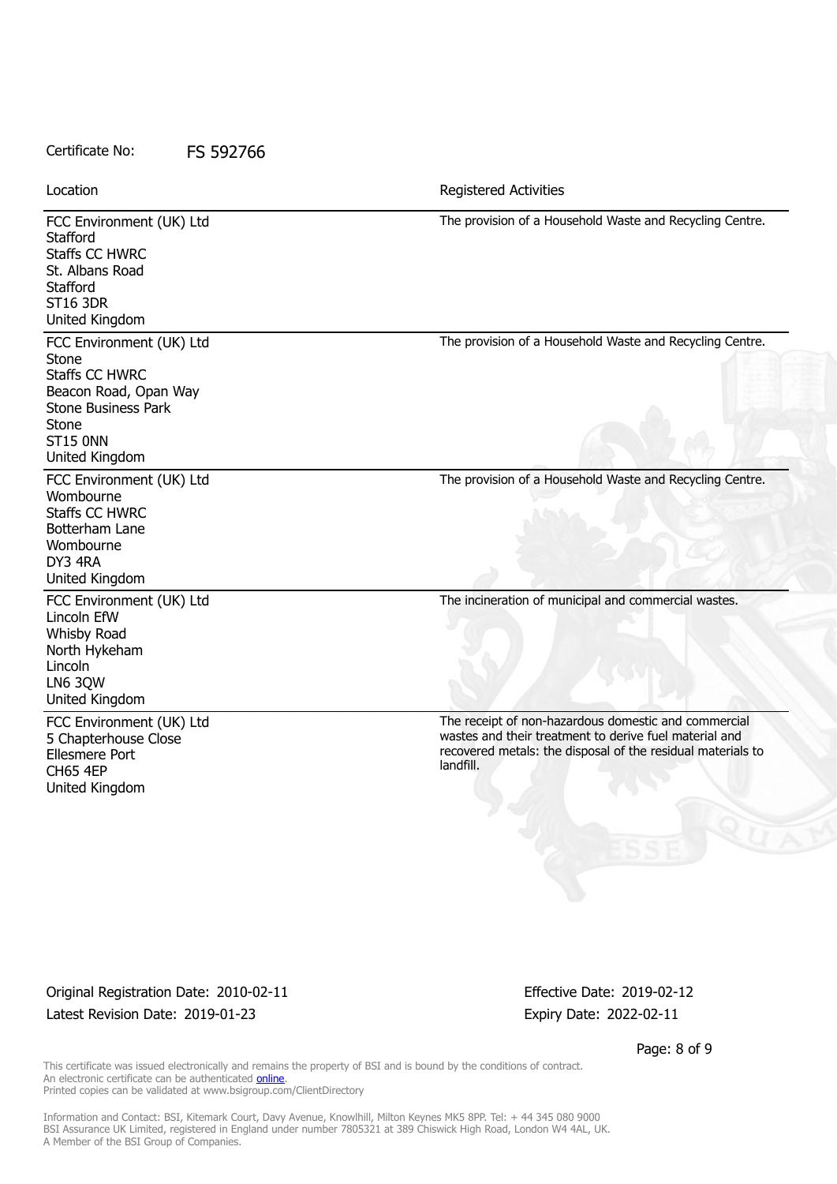Certificate No: FS 592766

| Location | Registered Activities |
| --- | --- |
| FCC Environment (UK) Ltd<br>Stafford<br>Staffs CC HWRC<br>St. Albans Road<br>Stafford<br>ST16 3DR<br>United Kingdom | The provision of a Household Waste and Recycling Centre. |
| FCC Environment (UK) Ltd<br>Stone<br>Staffs CC HWRC<br>Beacon Road, Opan Way<br>Stone Business Park<br>Stone<br>ST15 0NN<br>United Kingdom | The provision of a Household Waste and Recycling Centre. |
| FCC Environment (UK) Ltd<br>Wombourne<br>Staffs CC HWRC<br>Botterham Lane<br>Wombourne<br>DY3 4RA<br>United Kingdom | The provision of a Household Waste and Recycling Centre. |
| FCC Environment (UK) Ltd<br>Lincoln EfW<br>Whisby Road<br>North Hykeham<br>Lincoln<br>LN6 3QW<br>United Kingdom | The incineration of municipal and commercial wastes. |
| FCC Environment (UK) Ltd<br>5 Chapterhouse Close<br>Ellesmere Port<br>CH65 4EP<br>United Kingdom | The receipt of non-hazardous domestic and commercial wastes and their treatment to derive fuel material and recovered metals: the disposal of the residual materials to landfill. |

Original Registration Date: 2010-02-11
Latest Revision Date: 2019-01-23

Effective Date: 2019-02-12
Expiry Date: 2022-02-11

This certificate was issued electronically and remains the property of BSI and is bound by the conditions of contract.
An electronic certificate can be authenticated online.
Printed copies can be validated at www.bsigroup.com/ClientDirectory

Information and Contact: BSI, Kitemark Court, Davy Avenue, Knowlhill, Milton Keynes MK5 8PP. Tel: + 44 345 080 9000
BSI Assurance UK Limited, registered in England under number 7805321 at 389 Chiswick High Road, London W4 4AL, UK.
A Member of the BSI Group of Companies.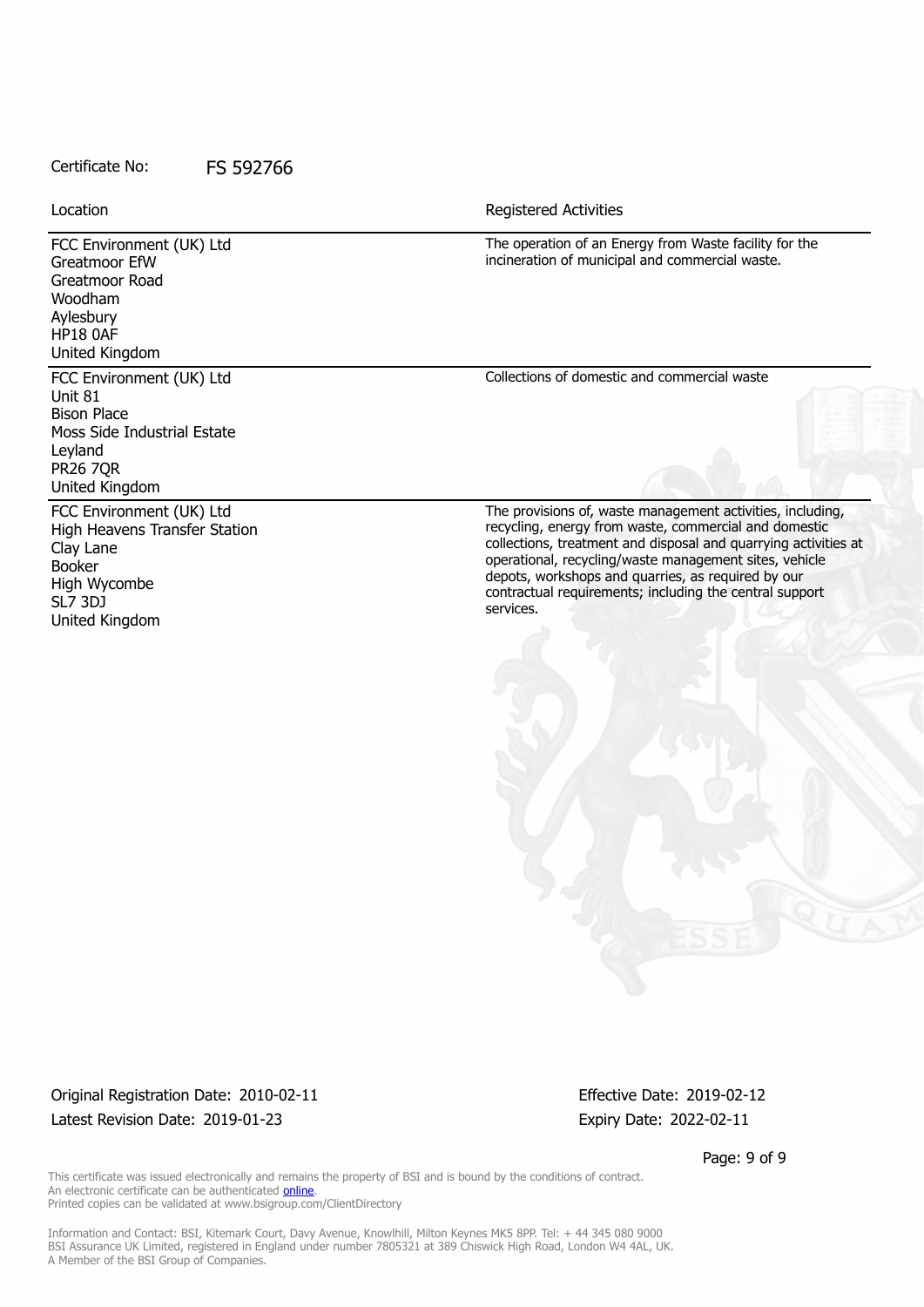Certificate No: FS 592766

| Location | Registered Activities |
| --- | --- |
| FCC Environment (UK) Ltd<br>Greatmoor EfW<br>Greatmoor Road<br>Woodham<br>Aylesbury<br>HP18 0AF<br>United Kingdom | The operation of an Energy from Waste facility for the incineration of municipal and commercial waste. |
| FCC Environment (UK) Ltd<br>Unit 81<br>Bison Place<br>Moss Side Industrial Estate<br>Leyland<br>PR26 7QR<br>United Kingdom | Collections of domestic and commercial waste |
| FCC Environment (UK) Ltd<br>High Heavens Transfer Station<br>Clay Lane<br>Booker<br>High Wycombe<br>SL7 3DJ<br>United Kingdom | The provisions of, waste management activities, including, recycling, energy from waste, commercial and domestic collections, treatment and disposal and quarrying activities at operational, recycling/waste management sites, vehicle depots, workshops and quarries, as required by our contractual requirements; including the central support services. |

Original Registration Date: 2010-02-11

Latest Revision Date: 2019-01-23

Effective Date: 2019-02-12

Expiry Date: 2022-02-11

This certificate was issued electronically and remains the property of BSI and is bound by the conditions of contract.
An electronic certificate can be authenticated online.
Printed copies can be validated at www.bsigroup.com/ClientDirectory

Information and Contact: BSI, Kitemark Court, Davy Avenue, Knowlhill, Milton Keynes MK5 8PP. Tel: + 44 345 080 9000
BSI Assurance UK Limited, registered in England under number 7805321 at 389 Chiswick High Road, London W4 4AL, UK.
A Member of the BSI Group of Companies.